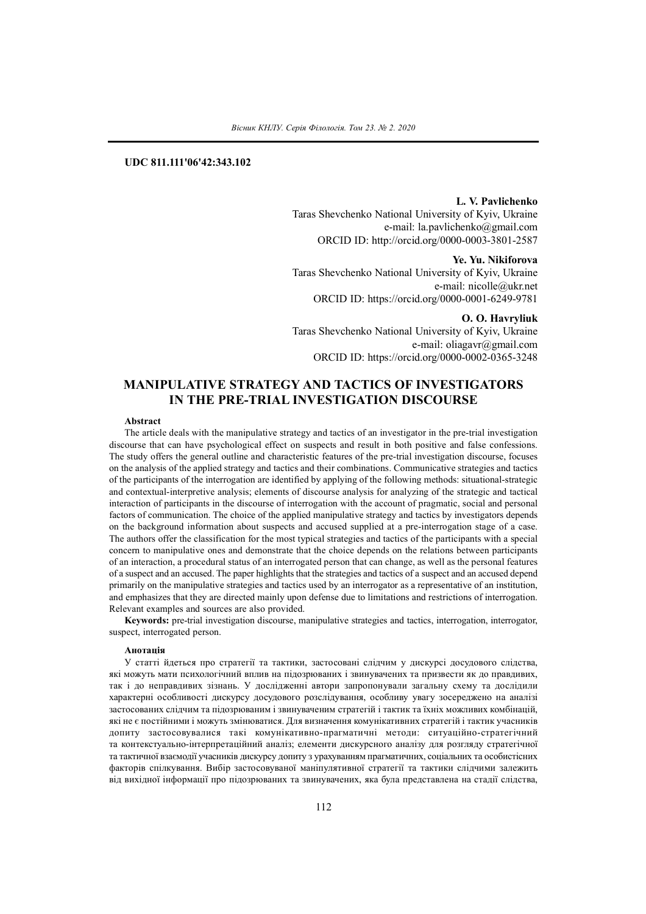**UDC 811.111'06'42:343.102**

**L. V. Pavlichenko**
Taras Shevchenko National University of Kyiv, Ukraine
e-mail: la.pavlichenko@gmail.com
ORCID ID: http://orcid.org/0000-0003-3801-2587

**Ye. Yu. Nikiforova**
Taras Shevchenko National University of Kyiv, Ukraine
e-mail: nicolle@ukr.net
ORCID ID: https://orcid.org/0000-0001-6249-9781

**O. O. Havryliuk**
Taras Shevchenko National University of Kyiv, Ukraine
e-mail: oliagavr@gmail.com
ORCID ID: https://orcid.org/0000-0002-0365-3248

# MANIPULATIVE STRATEGY AND TACTICS OF INVESTIGATORS IN THE PRE-TRIAL INVESTIGATION DISCOURSE

**Abstract**

The article deals with the manipulative strategy and tactics of an investigator in the pre-trial investigation discourse that can have psychological effect on suspects and result in both positive and false confessions. The study offers the general outline and characteristic features of the pre-trial investigation discourse, focuses on the analysis of the applied strategy and tactics and their combinations. Communicative strategies and tactics of the participants of the interrogation are identified by applying of the following methods: situational-strategic and contextual-interpretive analysis; elements of discourse analysis for analyzing of the strategic and tactical interaction of participants in the discourse of interrogation with the account of pragmatic, social and personal factors of communication. The choice of the applied manipulative strategy and tactics by investigators depends on the background information about suspects and accused supplied at a pre-interrogation stage of a case. The authors offer the classification for the most typical strategies and tactics of the participants with a special concern to manipulative ones and demonstrate that the choice depends on the relations between participants of an interaction, a procedural status of an interrogated person that can change, as well as the personal features of a suspect and an accused. The paper highlights that the strategies and tactics of a suspect and an accused depend primarily on the manipulative strategies and tactics used by an interrogator as a representative of an institution, and emphasizes that they are directed mainly upon defense due to limitations and restrictions of interrogation. Relevant examples and sources are also provided.

**Keywords:** pre-trial investigation discourse, manipulative strategies and tactics, interrogation, interrogator, suspect, interrogated person.

**Анотація**

У статті йдеться про стратегії та тактики, застосовані слідчим у дискурсі досудового слідства, які можуть мати психологічний вплив на підозрюваних і звинувачених та призвести як до правдивих, так і до неправдивих зізнань. У дослідженні автори запропонували загальну схему та дослідили характерні особливості дискурсу досудового розслідування, особливу увагу зосереджено на аналізі застосованих слідчим та підозрюваним і звинуваченим стратегій і тактик та їхніх можливих комбінацій, які не є постійними і можуть змінюватися. Для визначення комунікативних стратегій і тактик учасників допиту застосовувалися такі комунікативно-прагматичні методи: ситуаційно-стратегічний та контекстуально-інтерпретаційний аналіз; елементи дискурсного аналізу для розгляду стратегічної та тактичної взаємодії учасників дискурсу допиту з урахуванням прагматичних, соціальних та особистісних факторів спілкування. Вибір застосовуваної маніпулятивної стратегії та тактики слідчими залежить від вихідної інформації про підозрюваних та звинувачених, яка була представлена на стадії слідства,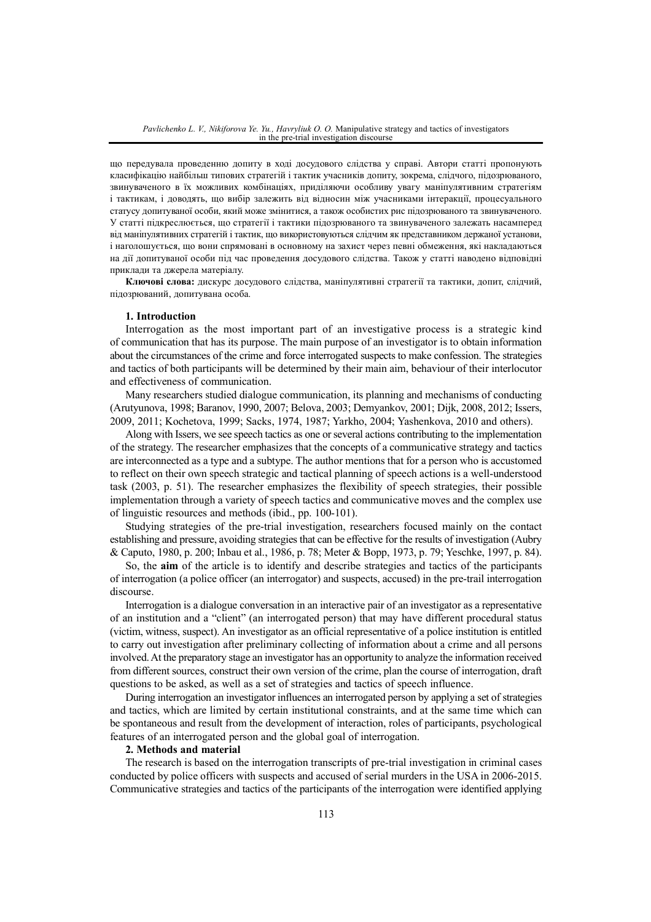що передувала проведенню допиту в ході досудового слідства у справі. Автори статті пропонують класифікацію найбільш типових стратегій і тактик учасників допиту, зокрема, слідчого, підозрюваного, звинуваченого в їх можливих комбінаціях, приділяючи особливу увагу маніпулятивним стратегіям і тактикам, і доводять, що вибір залежить від відносин між учасниками інтеракції, процесуального статусу допитуваної особи, який може змінитися, а також особистих рис підозрюваного та звинуваченого. У статті підкреслюється, що стратегії і тактики підозрюваного та звинуваченого залежать насамперед від маніпулятивних стратегій і тактик, що використовуються слідчим як представником державної установи, і наголошується, що вони спрямовані в основному на захист через певні обмеження, які накладаються на дії допитуваної особи під час проведення досудового слідства. Також у статті наводено відповідні приклади та джерела матеріалу.

**Ключові слова:** дискурс досудового слідства, маніпулятивні стратегії та тактики, допит, слідчий, підозрюваний, допитувана особа.

## 1. Introduction

Interrogation as the most important part of an investigative process is a strategic kind of communication that has its purpose. The main purpose of an investigator is to obtain information about the circumstances of the crime and force interrogated suspects to make confession. The strategies and tactics of both participants will be determined by their main aim, behaviour of their interlocutor and effectiveness of communication.

Many researchers studied dialogue communication, its planning and mechanisms of conducting (Arutyunova, 1998; Baranov, 1990, 2007; Belova, 2003; Demyankov, 2001; Dijk, 2008, 2012; Issers, 2009, 2011; Kochetova, 1999; Sacks, 1974, 1987; Yarkho, 2004; Yashenkova, 2010 and others).

Along with Issers, we see speech tactics as one or several actions contributing to the implementation of the strategy. The researcher emphasizes that the concepts of a communicative strategy and tactics are interconnected as a type and a subtype. The author mentions that for a person who is accustomed to reflect on their own speech strategic and tactical planning of speech actions is a well-understood task (2003, p. 51). The researcher emphasizes the flexibility of speech strategies, their possible implementation through a variety of speech tactics and communicative moves and the complex use of linguistic resources and methods (ibid., pp. 100-101).

Studying strategies of the pre-trial investigation, researchers focused mainly on the contact establishing and pressure, avoiding strategies that can be effective for the results of investigation (Aubry & Caputo, 1980, p. 200; Inbau et al., 1986, p. 78; Meter & Bopp, 1973, p. 79; Yeschke, 1997, p. 84).

So, the **aim** of the article is to identify and describe strategies and tactics of the participants of interrogation (a police officer (an interrogator) and suspects, accused) in the pre-trail interrogation discourse.

Interrogation is a dialogue conversation in an interactive pair of an investigator as a representative of an institution and a "client" (an interrogated person) that may have different procedural status (victim, witness, suspect). An investigator as an official representative of a police institution is entitled to carry out investigation after preliminary collecting of information about a crime and all persons involved. At the preparatory stage an investigator has an opportunity to analyze the information received from different sources, construct their own version of the crime, plan the course of interrogation, draft questions to be asked, as well as a set of strategies and tactics of speech influence.

During interrogation an investigator influences an interrogated person by applying a set of strategies and tactics, which are limited by certain institutional constraints, and at the same time which can be spontaneous and result from the development of interaction, roles of participants, psychological features of an interrogated person and the global goal of interrogation.

## 2. Methods and material

The research is based on the interrogation transcripts of pre-trial investigation in criminal cases conducted by police officers with suspects and accused of serial murders in the USA in 2006-2015. Communicative strategies and tactics of the participants of the interrogation were identified applying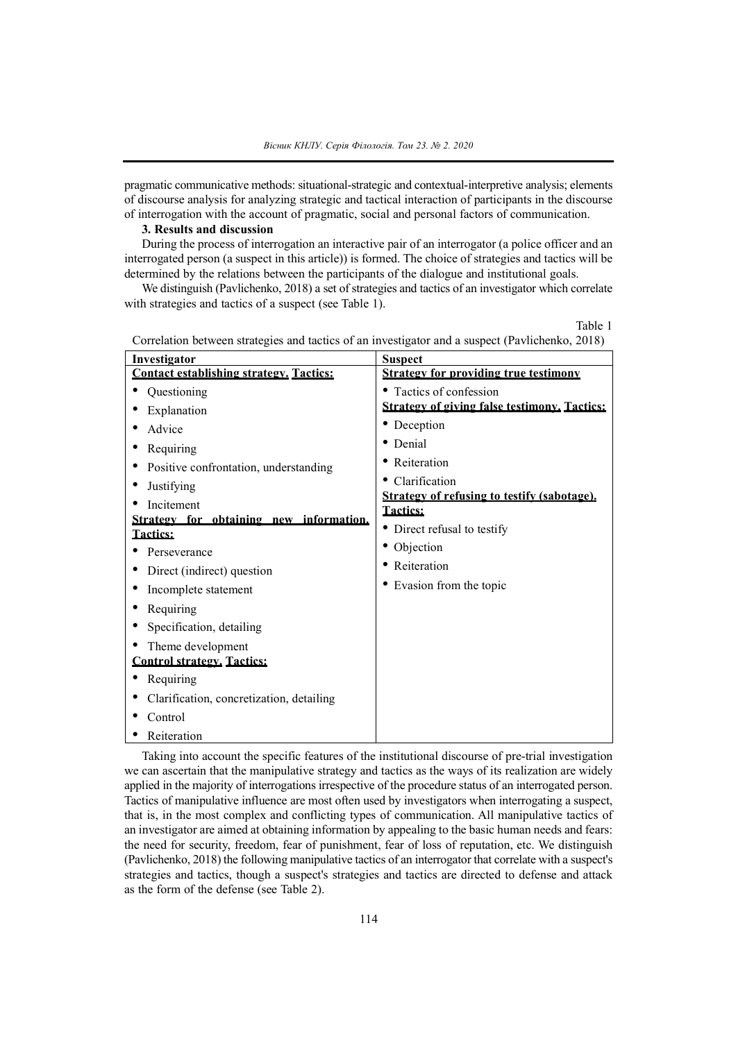pragmatic communicative methods: situational-strategic and contextual-interpretive analysis; elements of discourse analysis for analyzing strategic and tactical interaction of participants in the discourse of interrogation with the account of pragmatic, social and personal factors of communication.

**3. Results and discussion**

During the process of interrogation an interactive pair of an interrogator (a police officer and an interrogated person (a suspect in this article)) is formed. The choice of strategies and tactics will be determined by the relations between the participants of the dialogue and institutional goals.

We distinguish (Pavlichenko, 2018) a set of strategies and tactics of an investigator which correlate with strategies and tactics of a suspect (see Table 1).

Table 1

Correlation between strategies and tactics of an investigator and a suspect (Pavlichenko, 2018)

| Investigator | Suspect |
|---|---|
| **Contact establishing strategy. Tactics:**<br>• Questioning<br>• Explanation<br>• Advice<br>• Requiring<br>• Positive confrontation, understanding<br>• Justifying<br>• Incitement<br>**Strategy for obtaining new information. Tactics:**<br>• Perseverance<br>• Direct (indirect) question<br>• Incomplete statement<br>• Requiring<br>• Specification, detailing<br>• Theme development<br>**Control strategy. Tactics:**<br>• Requiring<br>• Clarification, concretization, detailing<br>• Control<br>• Reiteration | **Strategy for providing true testimony**<br>• Tactics of confession<br>**Strategy of giving false testimony. Tactics:**<br>• Deception<br>• Denial<br>• Reiteration<br>• Clarification<br>**Strategy of refusing to testify (sabotage). Tactics:**<br>• Direct refusal to testify<br>• Objection<br>• Reiteration<br>• Evasion from the topic |

Taking into account the specific features of the institutional discourse of pre-trial investigation we can ascertain that the manipulative strategy and tactics as the ways of its realization are widely applied in the majority of interrogations irrespective of the procedure status of an interrogated person. Tactics of manipulative influence are most often used by investigators when interrogating a suspect, that is, in the most complex and conflicting types of communication. All manipulative tactics of an investigator are aimed at obtaining information by appealing to the basic human needs and fears: the need for security, freedom, fear of punishment, fear of loss of reputation, etc. We distinguish (Pavlichenko, 2018) the following manipulative tactics of an interrogator that correlate with a suspect's strategies and tactics, though a suspect's strategies and tactics are directed to defense and attack as the form of the defense (see Table 2).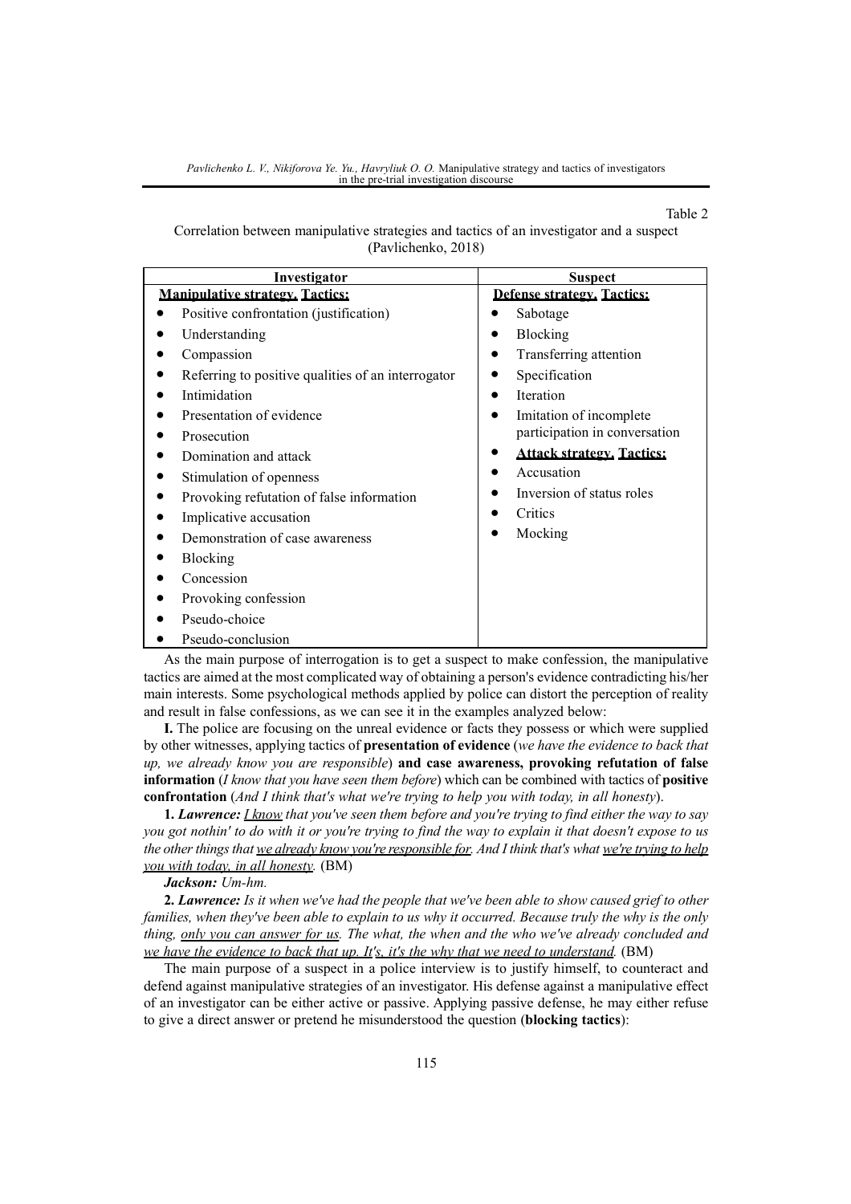Table 2

Correlation between manipulative strategies and tactics of an investigator and a suspect (Pavlichenko, 2018)

| Investigator | Suspect |
| --- | --- |
| **Manipulative strategy. Tactics:** | **Defense strategy. Tactics:** |
| • Positive confrontation (justification) | • Sabotage |
| • Understanding | • Blocking |
| • Compassion | • Transferring attention |
| • Referring to positive qualities of an interrogator | • Specification |
| • Intimidation | • Iteration |
| • Presentation of evidence | • Imitation of incomplete participation in conversation |
| • Prosecution | • **Attack strategy. Tactics:** |
| • Domination and attack | • Accusation |
| • Stimulation of openness | • Inversion of status roles |
| • Provoking refutation of false information | • Critics |
| • Implicative accusation | • Mocking |
| • Demonstration of case awareness | |
| • Blocking | |
| • Concession | |
| • Provoking confession | |
| • Pseudo-choice | |
| • Pseudo-conclusion | |

As the main purpose of interrogation is to get a suspect to make confession, the manipulative tactics are aimed at the most complicated way of obtaining a person's evidence contradicting his/her main interests. Some psychological methods applied by police can distort the perception of reality and result in false confessions, as we can see it in the examples analyzed below:

**I.** The police are focusing on the unreal evidence or facts they possess or which were supplied by other witnesses, applying tactics of **presentation of evidence** (*we have the evidence to back that up, we already know you are responsible*) **and case awareness, provoking refutation of false information** (*I know that you have seen them before*) which can be combined with tactics of **positive confrontation** (*And I think that's what we're trying to help you with today, in all honesty*).

**1.** ***Lawrence:*** *I know that you've seen them before and you're trying to find either the way to say you got nothin' to do with it or you're trying to find the way to explain it that doesn't expose to us the other things that we already know you're responsible for. And I think that's what we're trying to help you with today, in all honesty.* (BM)

***Jackson:*** *Um-hm.*

**2.** ***Lawrence:*** *Is it when we've had the people that we've been able to show caused grief to other families, when they've been able to explain to us why it occurred. Because truly the why is the only thing, only you can answer for us. The what, the when and the who we've already concluded and we have the evidence to back that up. It's, it's the why that we need to understand.* (BM)

The main purpose of a suspect in a police interview is to justify himself, to counteract and defend against manipulative strategies of an investigator. His defense against a manipulative effect of an investigator can be either active or passive. Applying passive defense, he may either refuse to give a direct answer or pretend he misunderstood the question (**blocking tactics**):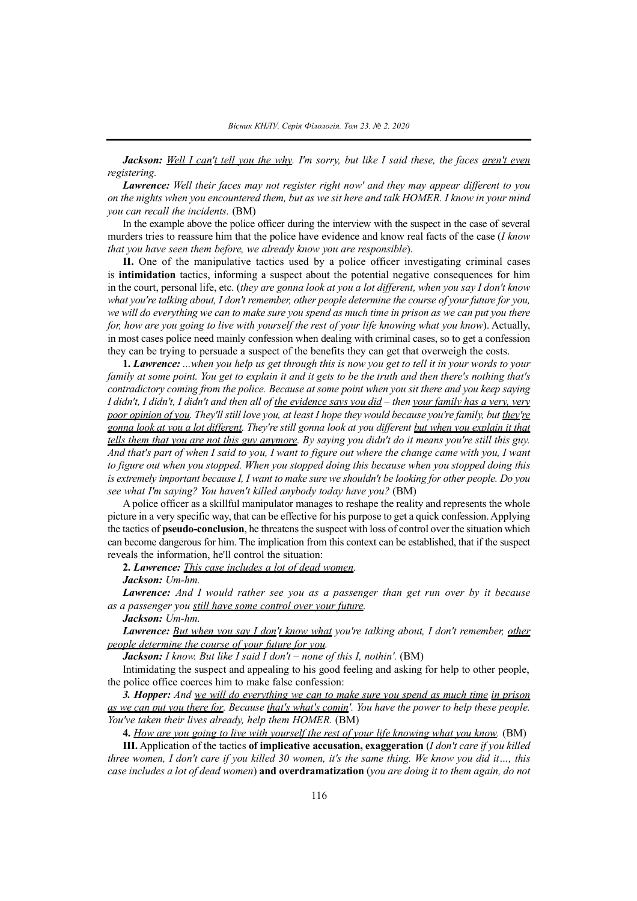***Jackson:*** *Well I can't tell you the why. I'm sorry, but like I said these, the faces aren't even registering.*

***Lawrence:*** *Well their faces may not register right now' and they may appear different to you on the nights when you encountered them, but as we sit here and talk HOMER. I know in your mind you can recall the incidents.* (BM)

In the example above the police officer during the interview with the suspect in the case of several murders tries to reassure him that the police have evidence and know real facts of the case (*I know that you have seen them before, we already know you are responsible*).

**II.** One of the manipulative tactics used by a police officer investigating criminal cases is **intimidation** tactics, informing a suspect about the potential negative consequences for him in the court, personal life, etc. (*they are gonna look at you a lot different, when you say I don't know what you're talking about, I don't remember, other people determine the course of your future for you, we will do everything we can to make sure you spend as much time in prison as we can put you there for, how are you going to live with yourself the rest of your life knowing what you know*). Actually, in most cases police need mainly confession when dealing with criminal cases, so to get a confession they can be trying to persuade a suspect of the benefits they can get that overweigh the costs.

**1.** ***Lawrence:*** *...when you help us get through this is now you get to tell it in your words to your family at some point. You get to explain it and it gets to be the truth and then there's nothing that's contradictory coming from the police. Because at some point when you sit there and you keep saying I didn't, I didn't, I didn't and then all of the evidence says you did – then your family has a very, very poor opinion of you. They'll still love you, at least I hope they would because you're family, but they're gonna look at you a lot different. They're still gonna look at you different but when you explain it that tells them that you are not this guy anymore. By saying you didn't do it means you're still this guy. And that's part of when I said to you, I want to figure out where the change came with you, I want to figure out when you stopped. When you stopped doing this because when you stopped doing this is extremely important because I, I want to make sure we shouldn't be looking for other people. Do you see what I'm saying? You haven't killed anybody today have you?* (BM)

A police officer as a skillful manipulator manages to reshape the reality and represents the whole picture in a very specific way, that can be effective for his purpose to get a quick confession. Applying the tactics of **pseudo-conclusion**, he threatens the suspect with loss of control over the situation which can become dangerous for him. The implication from this context can be established, that if the suspect reveals the information, he'll control the situation:

**2.** ***Lawrence:*** *This case includes a lot of dead women.*

***Jackson:*** *Um-hm.*

***Lawrence:*** *And I would rather see you as a passenger than get run over by it because as a passenger you still have some control over your future.*

***Jackson:*** *Um-hm.*

***Lawrence:*** *But when you say I don't know what you're talking about, I don't remember, other people determine the course of your future for you.*

***Jackson:*** *I know. But like I said I don't – none of this I, nothin'.* (BM)

Intimidating the suspect and appealing to his good feeling and asking for help to other people, the police office coerces him to make false confession:

***3. Hopper:*** *And we will do everything we can to make sure you spend as much time in prison as we can put you there for. Because that's what's comin'. You have the power to help these people. You've taken their lives already, help them HOMER.* (BM)

**4.** *How are you going to live with yourself the rest of your life knowing what you know.* (BM)

**III.** Application of the tactics **of implicative accusation, exaggeration** (*I don't care if you killed three women, I don't care if you killed 30 women, it's the same thing. We know you did it…, this case includes a lot of dead women*) **and overdramatization** (*you are doing it to them again, do not*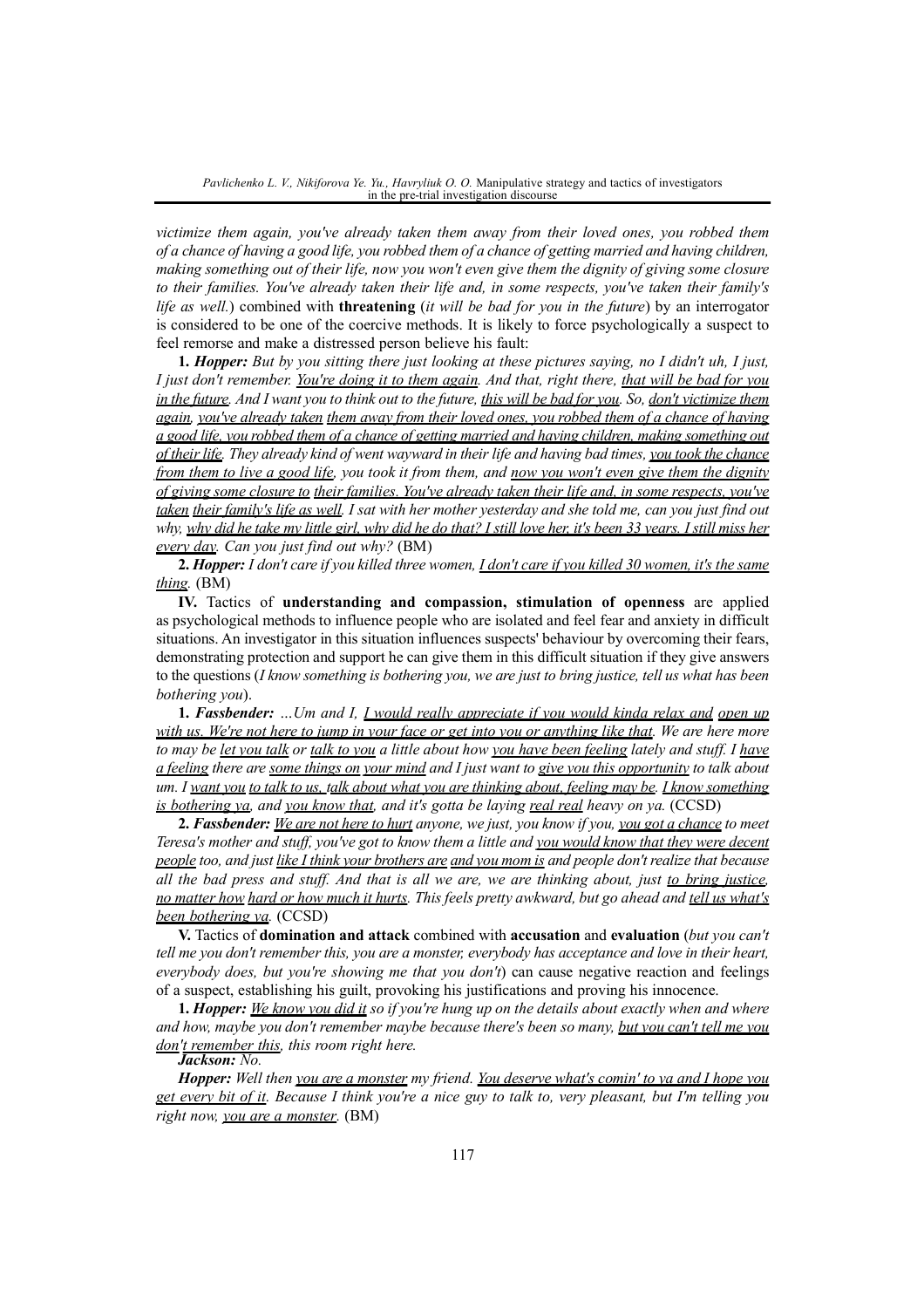*victimize them again, you've already taken them away from their loved ones, you robbed them of a chance of having a good life, you robbed them of a chance of getting married and having children, making something out of their life, now you won't even give them the dignity of giving some closure to their families. You've already taken their life and, in some respects, you've taken their family's life as well.*) combined with **threatening** (*it will be bad for you in the future*) by an interrogator is considered to be one of the coercive methods. It is likely to force psychologically a suspect to feel remorse and make a distressed person believe his fault:

**1.** ***Hopper:*** *But by you sitting there just looking at these pictures saying, no I didn't uh, I just, I just don't remember. <u>You're doing it to them again</u>. And that, right there, <u>that will be bad for you in the future</u>. And I want you to think out to the future, <u>this will be bad for you</u>. So, <u>don't victimize them again</u>, <u>you've already taken</u> <u>them away from their loved ones, you robbed them of a chance of having a good life, you robbed them of a chance of getting married and having children, making something out of their life</u>. They already kind of went wayward in their life and having bad times, <u>you took the chance from them to live a good life</u>, you took it from them, and <u>now you won't even give them the dignity of giving some closure to</u> <u>their families. You've already taken their life and, in some respects, you've taken</u> <u>their family's life as well</u>. I sat with her mother yesterday and she told me, can you just find out why, <u>why did he take my little girl, why did he do that? I still love her, it's been 33 years. I still miss her every day</u>. Can you just find out why?* (BM)

**2.** ***Hopper:*** *I don't care if you killed three women, <u>I don't care if you killed 30 women, it's the same thing</u>.* (BM)

**IV.** Tactics of **understanding and compassion, stimulation of openness** are applied as psychological methods to influence people who are isolated and feel fear and anxiety in difficult situations. An investigator in this situation influences suspects' behaviour by overcoming their fears, demonstrating protection and support he can give them in this difficult situation if they give answers to the questions (*I know something is bothering you, we are just to bring justice, tell us what has been bothering you*).

**1.** ***Fassbender:*** *…Um and I, <u>I would really appreciate if you would kinda relax and</u> <u>open up with us. We're not here to jump in your face or get into you or anything like that</u>. We are here more to may be <u>let you talk</u> or <u>talk to you</u> a little about how <u>you have been feeling</u> lately and stuff. I <u>have a feeling</u> there are <u>some things on</u> <u>your mind</u> and I just want to <u>give you this opportunity</u> to talk about um. I <u>want you</u> <u>to talk to us, talk about what you are thinking about, feeling may be</u>. <u>I know something is bothering ya</u>, and <u>you know that</u>, and it's gotta be laying <u>real real</u> heavy on ya.* (CCSD)

**2.** ***Fassbender:*** *<u>We are not here to hurt</u> anyone, we just, you know if you, <u>you got a chance</u> to meet Teresa's mother and stuff, you've got to know them a little and <u>you would know that they were decent people</u> too, and just <u>like I think your brothers are</u> <u>and you mom is</u> and people don't realize that because all the bad press and stuff. And that is all we are, we are thinking about, just <u>to bring justice</u>, <u>no matter how</u> <u>hard or how much it hurts</u>. This feels pretty awkward, but go ahead and <u>tell us what's been bothering ya</u>.* (CCSD)

**V.** Tactics of **domination and attack** combined with **accusation** and **evaluation** (*but you can't tell me you don't remember this, you are a monster, everybody has acceptance and love in their heart, everybody does, but you're showing me that you don't*) can cause negative reaction and feelings of a suspect, establishing his guilt, provoking his justifications and proving his innocence.

**1.** ***Hopper:*** *<u>We know you did it</u> so if you're hung up on the details about exactly when and where and how, maybe you don't remember maybe because there's been so many, <u>but you can't tell me you don't remember this</u>, this room right here.*

***Jackson:*** *No.*

***Hopper:*** *Well then <u>you are a monster</u> my friend. <u>You deserve what's comin' to ya and I hope you get every bit of it</u>. Because I think you're a nice guy to talk to, very pleasant, but I'm telling you right now, <u>you are a monster</u>.* (BM)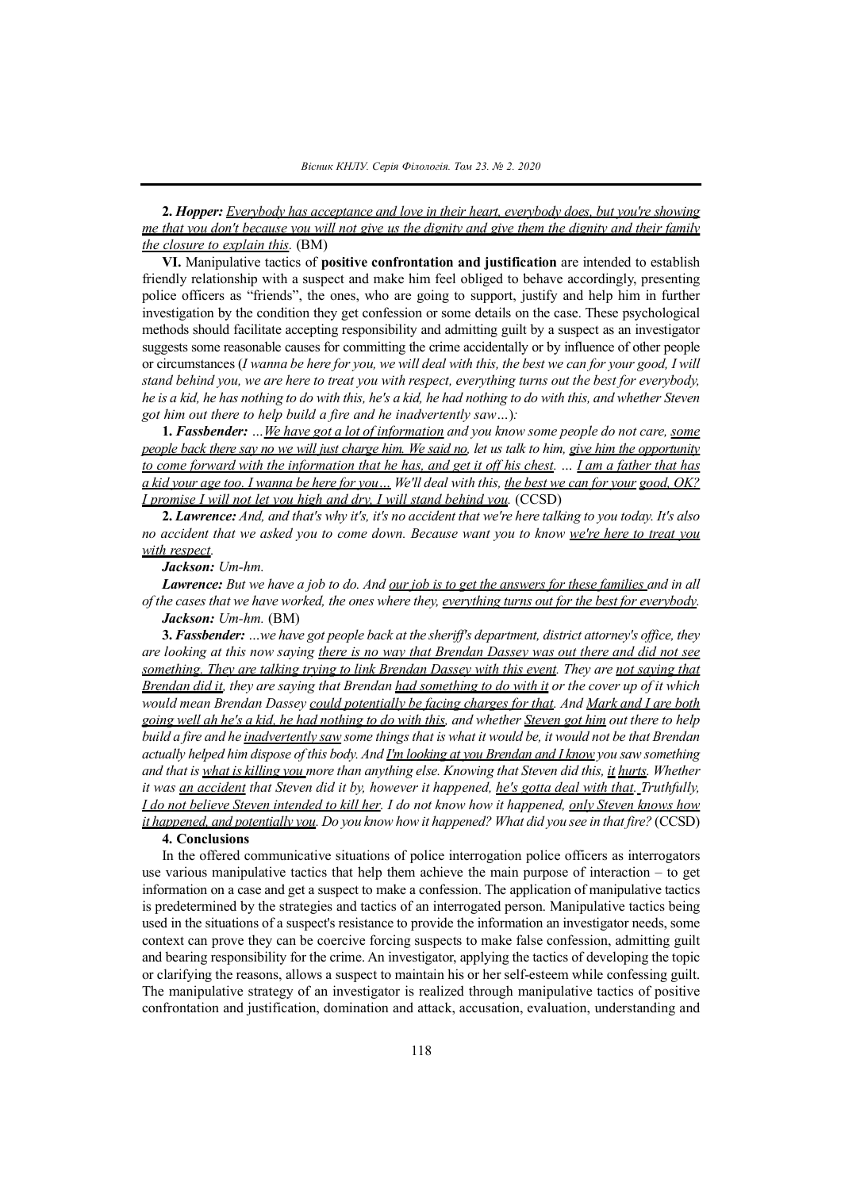**2.** ***Hopper:*** *Everybody has acceptance and love in their heart, everybody does, but you're showing me that you don't because you will not give us the dignity and give them the dignity and their family the closure to explain this.* (BM)

**VI.** Manipulative tactics of **positive confrontation and justification** are intended to establish friendly relationship with a suspect and make him feel obliged to behave accordingly, presenting police officers as "friends", the ones, who are going to support, justify and help him in further investigation by the condition they get confession or some details on the case. These psychological methods should facilitate accepting responsibility and admitting guilt by a suspect as an investigator suggests some reasonable causes for committing the crime accidentally or by influence of other people or circumstances (*I wanna be here for you, we will deal with this, the best we can for your good, I will stand behind you, we are here to treat you with respect, everything turns out the best for everybody, he is a kid, he has nothing to do with this, he's a kid, he had nothing to do with this, and whether Steven got him out there to help build a fire and he inadvertently saw…*)*:*

**1.** ***Fassbender:*** *…We have got a lot of information and you know some people do not care, some people back there say no we will just charge him. We said no, let us talk to him, give him the opportunity to come forward with the information that he has, and get it off his chest. … I am a father that has a kid your age too. I wanna be here for you… We'll deal with this, the best we can for your good, OK? I promise I will not let you high and dry, I will stand behind you.* (CCSD)

**2.** ***Lawrence:*** *And, and that's why it's, it's no accident that we're here talking to you today. It's also no accident that we asked you to come down. Because want you to know we're here to treat you with respect.*

***Jackson:*** *Um-hm.*

***Lawrence:*** *But we have a job to do. And our job is to get the answers for these families and in all of the cases that we have worked, the ones where they, everything turns out for the best for everybody.*

***Jackson:*** *Um-hm.* (BM)

**3.** ***Fassbender:*** *…we have got people back at the sheriff's department, district attorney's office, they are looking at this now saying there is no way that Brendan Dassey was out there and did not see something. They are talking trying to link Brendan Dassey with this event. They are not saying that Brendan did it, they are saying that Brendan had something to do with it or the cover up of it which would mean Brendan Dassey could potentially be facing charges for that. And Mark and I are both going well ah he's a kid, he had nothing to do with this, and whether Steven got him out there to help build a fire and he inadvertently saw some things that is what it would be, it would not be that Brendan actually helped him dispose of this body. And I'm looking at you Brendan and I know you saw something and that is what is killing you more than anything else. Knowing that Steven did this, it hurts. Whether it was an accident that Steven did it by, however it happened, he's gotta deal with that. Truthfully, I do not believe Steven intended to kill her. I do not know how it happened, only Steven knows how it happened, and potentially you. Do you know how it happened? What did you see in that fire?* (CCSD)

**4. Conclusions**

In the offered communicative situations of police interrogation police officers as interrogators use various manipulative tactics that help them achieve the main purpose of interaction – to get information on a case and get a suspect to make a confession. The application of manipulative tactics is predetermined by the strategies and tactics of an interrogated person. Manipulative tactics being used in the situations of a suspect's resistance to provide the information an investigator needs, some context can prove they can be coercive forcing suspects to make false confession, admitting guilt and bearing responsibility for the crime. An investigator, applying the tactics of developing the topic or clarifying the reasons, allows a suspect to maintain his or her self-esteem while confessing guilt. The manipulative strategy of an investigator is realized through manipulative tactics of positive confrontation and justification, domination and attack, accusation, evaluation, understanding and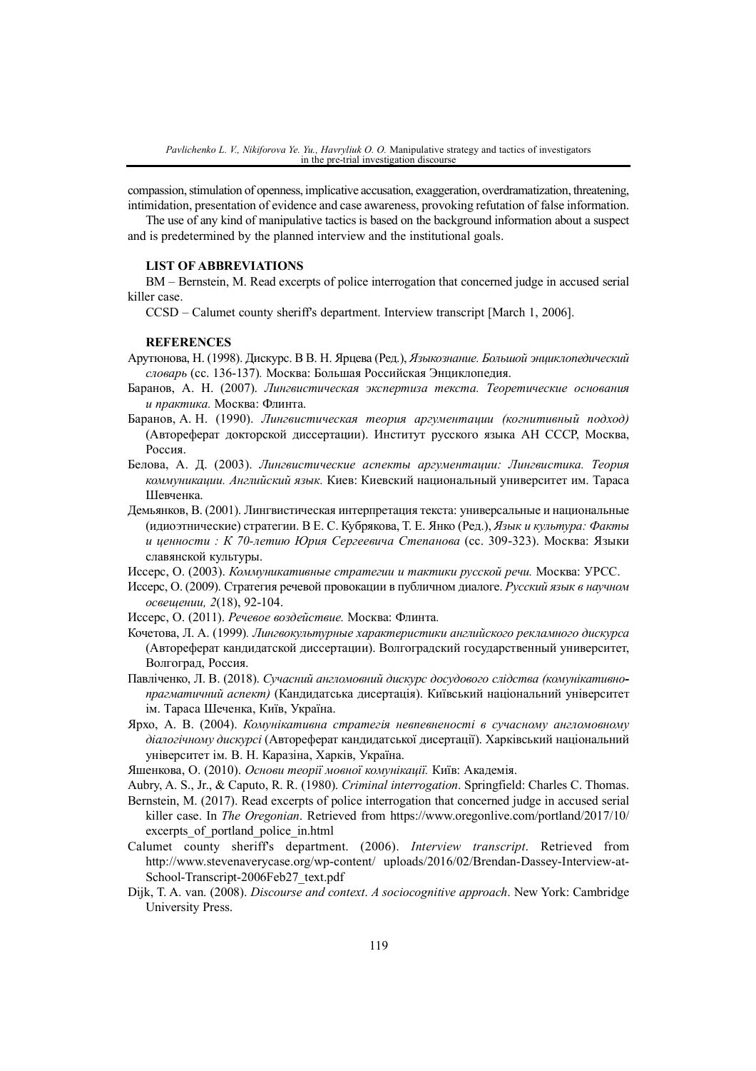compassion, stimulation of openness, implicative accusation, exaggeration, overdramatization, threatening, intimidation, presentation of evidence and case awareness, provoking refutation of false information.

The use of any kind of manipulative tactics is based on the background information about a suspect and is predetermined by the planned interview and the institutional goals.

**LIST OF ABBREVIATIONS**

BM – Bernstein, M. Read excerpts of police interrogation that concerned judge in accused serial killer case.

CCSD – Calumet county sheriff's department. Interview transcript [March 1, 2006].

**REFERENCES**

Арутюнова, Н. (1998). Дискурс. В В. Н. Ярцева (Ред.), *Языкознание. Большой энциклопедический словарь* (сс. 136-137). Москва: Большая Российская Энциклопедия.

Баранов, А. Н. (2007). *Лингвистическая экспертиза текста. Теоретические основания и практика.* Москва: Флинта.

Баранов, А. Н. (1990). *Лингвистическая теория аргументации (когнитивный подход)* (Автореферат докторской диссертации). Институт русского языка АН СССР, Москва, Россия.

Белова, А. Д. (2003). *Лингвистические аспекты аргументации: Лингвистика. Теория коммуникации. Английский язык.* Киев: Киевский национальный университет им. Тараса Шевченка.

Демьянков, В. (2001). Лингвистическая интерпретация текста: универсальные и национальные (идиоэтнические) стратегии. В Е. С. Кубрякова, Т. Е. Янко (Ред.), *Язык и культура: Факты и ценности : К 70-летию Юрия Сергеевича Степанова* (сс. 309-323). Москва: Языки славянской культуры.

Иссерс, О. (2003). *Коммуникативные стратегии и тактики русской речи.* Москва: УРСС.

Иссерс, О. (2009). Стратегия речевой провокации в публичном диалоге. *Русский язык в научном освещении, 2*(18), 92-104.

Иссерс, О. (2011). *Речевое воздействие.* Москва: Флинта.

Кочетова, Л. А. (1999). *Лингвокультурные характеристики английского рекламного дискурса* (Автореферат кандидатской диссертации). Волгоградский государственный университет, Волгоград, Россия.

Павліченко, Л. В. (2018). *Сучасний англомовний дискурс досудового слідства (комунікативно-прагматичний аспект)* (Кандидатська дисертація). Київський національний університет ім. Тараса Шеченка, Київ, Україна.

Ярхо, А. В. (2004). *Комунікативна стратегія невпевненості в сучасному англомовному діалогічному дискурсі* (Автореферат кандидатської дисертації). Харківський національний університет ім. В. Н. Каразіна, Харків, Україна.

Яшенкова, О. (2010). *Основи теорії мовної комунікації.* Київ: Академія.

Aubry, A. S., Jr., & Caputo, R. R. (1980). *Criminal interrogation*. Springfield: Charles C. Thomas.

Bernstein, M. (2017). Read excerpts of police interrogation that concerned judge in accused serial killer case. In *The Oregonian*. Retrieved from https://www.oregonlive.com/portland/2017/10/excerpts_of_portland_police_in.html

Calumet county sheriff's department. (2006). *Interview transcript*. Retrieved from http://www.stevenaverycase.org/wp-content/ uploads/2016/02/Brendan-Dassey-Interview-at-School-Transcript-2006Feb27_text.pdf

Dijk, T. A. van. (2008). *Discourse and context. A sociocognitive approach*. New York: Cambridge University Press.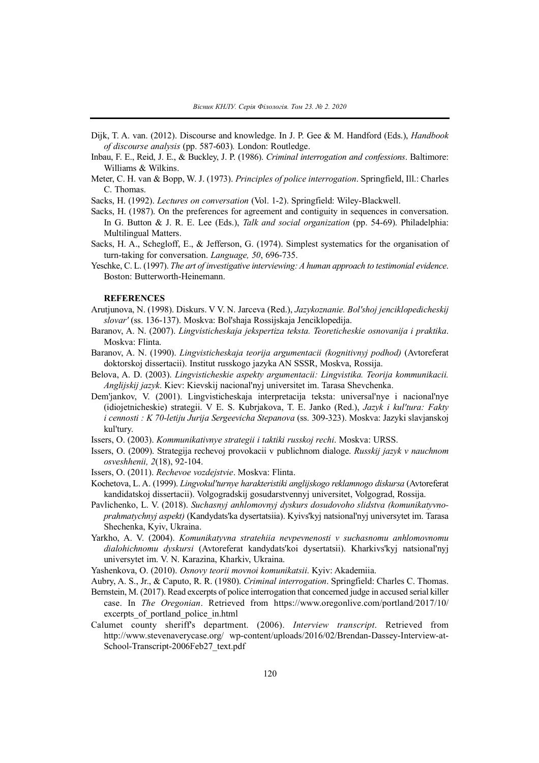Dijk, T. A. van. (2012). Discourse and knowledge. In J. P. Gee & M. Handford (Eds.), *Handbook of discourse analysis* (pp. 587-603). London: Routledge.

Inbau, F. E., Reid, J. E., & Buckley, J. P. (1986). *Criminal interrogation and confessions*. Baltimore: Williams & Wilkins.

Meter, C. H. van & Bopp, W. J. (1973). *Principles of police interrogation*. Springfield, Ill.: Charles C. Thomas.

Sacks, H. (1992). *Lectures on conversation* (Vol. 1-2). Springfield: Wiley-Blackwell.

Sacks, H. (1987). On the preferences for agreement and contiguity in sequences in conversation. In G. Button & J. R. E. Lee (Eds.), *Talk and social organization* (pp. 54-69). Philadelphia: Multilingual Matters.

Sacks, H. A., Schegloff, E., & Jefferson, G. (1974). Simplest systematics for the organisation of turn-taking for conversation. *Language, 50*, 696-735.

Yeschke, C. L. (1997). *The art of investigative interviewing: A human approach to testimonial evidence*. Boston: Butterworth-Heinemann.

## REFERENCES

Arutjunova, N. (1998). Diskurs. V V. N. Jarceva (Red.), *Jazykoznanie. Bol'shoj jenciklopedicheskij slovar'* (ss. 136-137). Moskva: Bol'shaja Rossijskaja Jenciklopedija.

Baranov, A. N. (2007). *Lingvisticheskaja jekspertiza teksta. Teoreticheskie osnovanija i praktika*. Moskva: Flinta.

Baranov, A. N. (1990). *Lingvisticheskaja teorija argumentacii (kognitivnyj podhod)* (Avtoreferat doktorskoj dissertacii). Institut russkogo jazyka AN SSSR, Moskva, Rossija.

Belova, A. D. (2003). *Lingvisticheskie aspekty argumentacii: Lingvistika. Teorija kommunikacii. Anglijskij jazyk*. Kiev: Kievskij nacional'nyj universitet im. Tarasa Shevchenka.

Dem'jankov, V. (2001). Lingvisticheskaja interpretacija teksta: universal'nye i nacional'nye (idiojetnicheskie) strategii. V E. S. Kubrjakova, T. E. Janko (Red.), *Jazyk i kul'tura: Fakty i cennosti : K 70-letiju Jurija Sergeevicha Stepanova* (ss. 309-323). Moskva: Jazyki slavjanskoj kul'tury.

Issers, O. (2003). *Kommunikativnye strategii i taktiki russkoj rechi*. Moskva: URSS.

Issers, O. (2009). Strategija rechevoj provokacii v publichnom dialoge. *Russkij jazyk v nauchnom osveshhenii, 2*(18), 92-104.

Issers, O. (2011). *Rechevoe vozdejstvie*. Moskva: Flinta.

Kochetova, L. A. (1999). *Lingvokul'turnye harakteristiki anglijskogo reklamnogo diskursa* (Avtoreferat kandidatskoj dissertacii). Volgogradskij gosudarstvennyj universitet, Volgograd, Rossija.

Pavlichenko, L. V. (2018). *Suchasnyj anhlomovnyj dyskurs dosudovoho slidstva (komunikatyvno-prahmatychnyj aspekt)* (Kandydats'ka dysertatsiia). Kyivs'kyj natsional'nyj universytet im. Tarasa Shechenka, Kyiv, Ukraina.

Yarkho, A. V. (2004). *Komunikatyvna stratehiia nevpevnenosti v suchasnomu anhlomovnomu dialohichnomu dyskursi* (Avtoreferat kandydats'koi dysertatsii). Kharkivs'kyj natsional'nyj universytet im. V. N. Karazina, Kharkiv, Ukraina.

Yashenkova, O. (2010). *Osnovy teorii movnoi komunikatsii*. Kyiv: Akademiia.

Aubry, A. S., Jr., & Caputo, R. R. (1980). *Criminal interrogation*. Springfield: Charles C. Thomas.

Bernstein, M. (2017). Read excerpts of police interrogation that concerned judge in accused serial killer case. In *The Oregonian*. Retrieved from https://www.oregonlive.com/portland/2017/10/excerpts_of_portland_police_in.html

Calumet county sheriff's department. (2006). *Interview transcript*. Retrieved from http://www.stevenaverycase.org/ wp-content/uploads/2016/02/Brendan-Dassey-Interview-at-School-Transcript-2006Feb27_text.pdf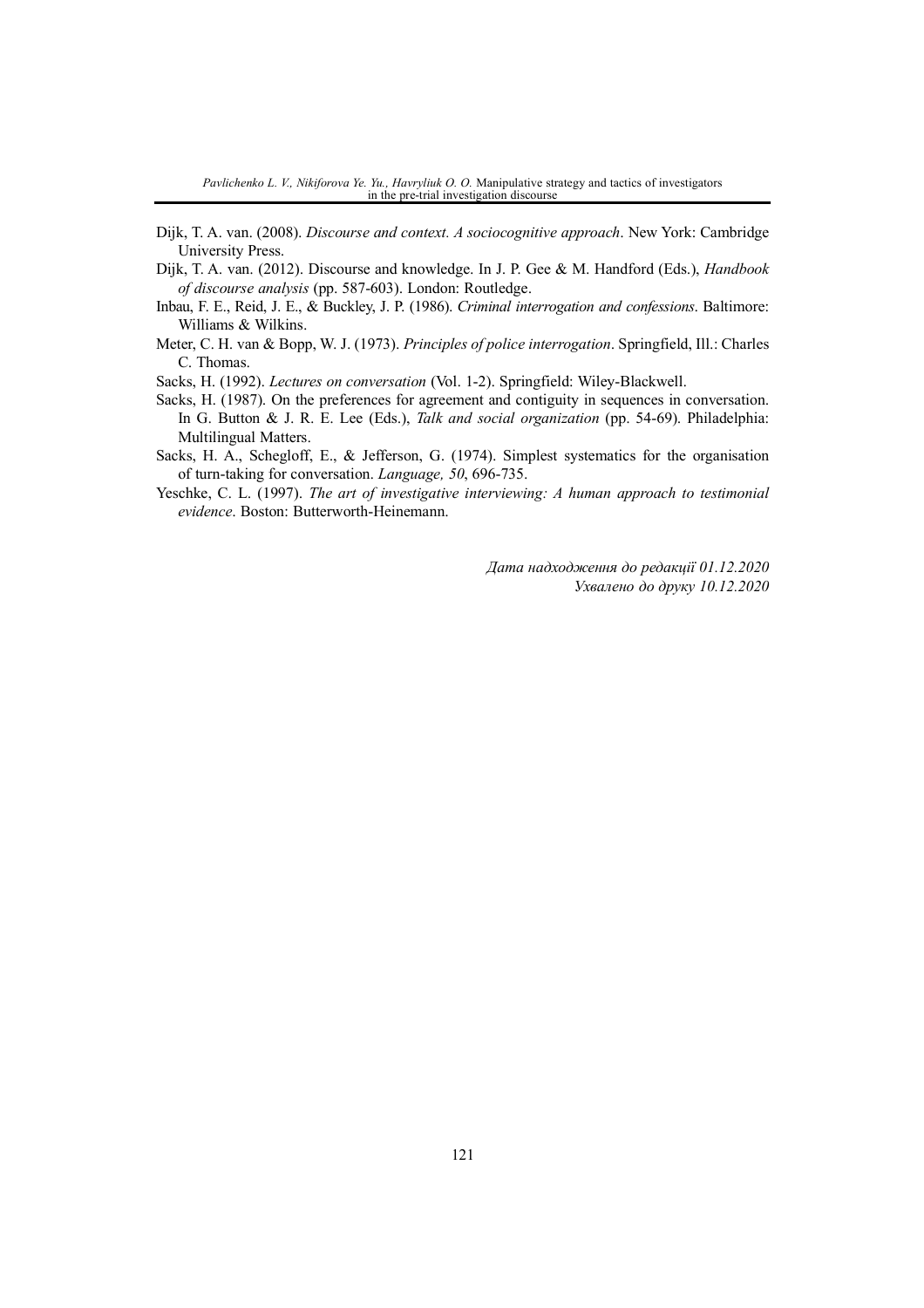Dijk, T. A. van. (2008). *Discourse and context. A sociocognitive approach*. New York: Cambridge University Press.

Dijk, T. A. van. (2012). Discourse and knowledge. In J. P. Gee & M. Handford (Eds.), *Handbook of discourse analysis* (pp. 587-603). London: Routledge.

Inbau, F. E., Reid, J. E., & Buckley, J. P. (1986). *Criminal interrogation and confessions*. Baltimore: Williams & Wilkins.

Meter, C. H. van & Bopp, W. J. (1973). *Principles of police interrogation*. Springfield, Ill.: Charles C. Thomas.

Sacks, H. (1992). *Lectures on conversation* (Vol. 1-2). Springfield: Wiley-Blackwell.

Sacks, H. (1987). On the preferences for agreement and contiguity in sequences in conversation. In G. Button & J. R. E. Lee (Eds.), *Talk and social organization* (pp. 54-69). Philadelphia: Multilingual Matters.

Sacks, H. A., Schegloff, E., & Jefferson, G. (1974). Simplest systematics for the organisation of turn-taking for conversation. *Language, 50*, 696-735.

Yeschke, C. L. (1997). *The art of investigative interviewing: A human approach to testimonial evidence*. Boston: Butterworth-Heinemann.

*Дата надходження до редакції 01.12.2020*
*Ухвалено до друку 10.12.2020*